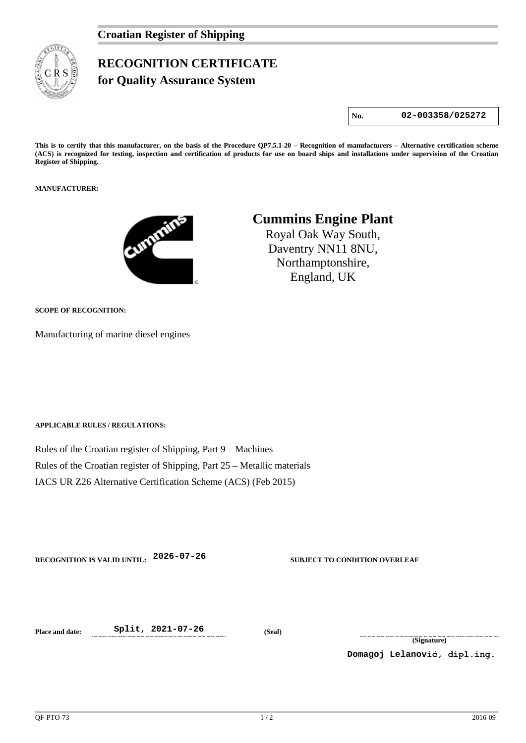## Croatian Register of Shipping

# RECOGNITION CERTIFICATE
## for Quality Assurance System

| No. | 02-003358/025272 |
|---|---|

**This is to certify that this manufacturer, on the basis of the Procedure QP7.5.1-20 – Recognition of manufacturers – Alternative certification scheme (ACS) is recognized for testing, inspection and certification of products for use on board ships and installations under supervision of the Croatian Register of Shipping.**

**MANUFACTURER:**

**Cummins Engine Plant**
Royal Oak Way South,
Daventry NN11 8NU,
Northamptonshire,
England, UK

**SCOPE OF RECOGNITION:**

Manufacturing of marine diesel engines

**APPLICABLE RULES / REGULATIONS:**

Rules of the Croatian register of Shipping, Part 9 – Machines
Rules of the Croatian register of Shipping, Part 25 – Metallic materials
IACS UR Z26 Alternative Certification Scheme (ACS) (Feb 2015)

**RECOGNITION IS VALID UNTIL:** 2026-07-26 **SUBJECT TO CONDITION OVERLEAF**

**Place and date:** Split, 2021-07-26 **(Seal)**

**(Signature)**
Domagoj Lelanović, dipl.ing.

QF-PTO-73 2016-09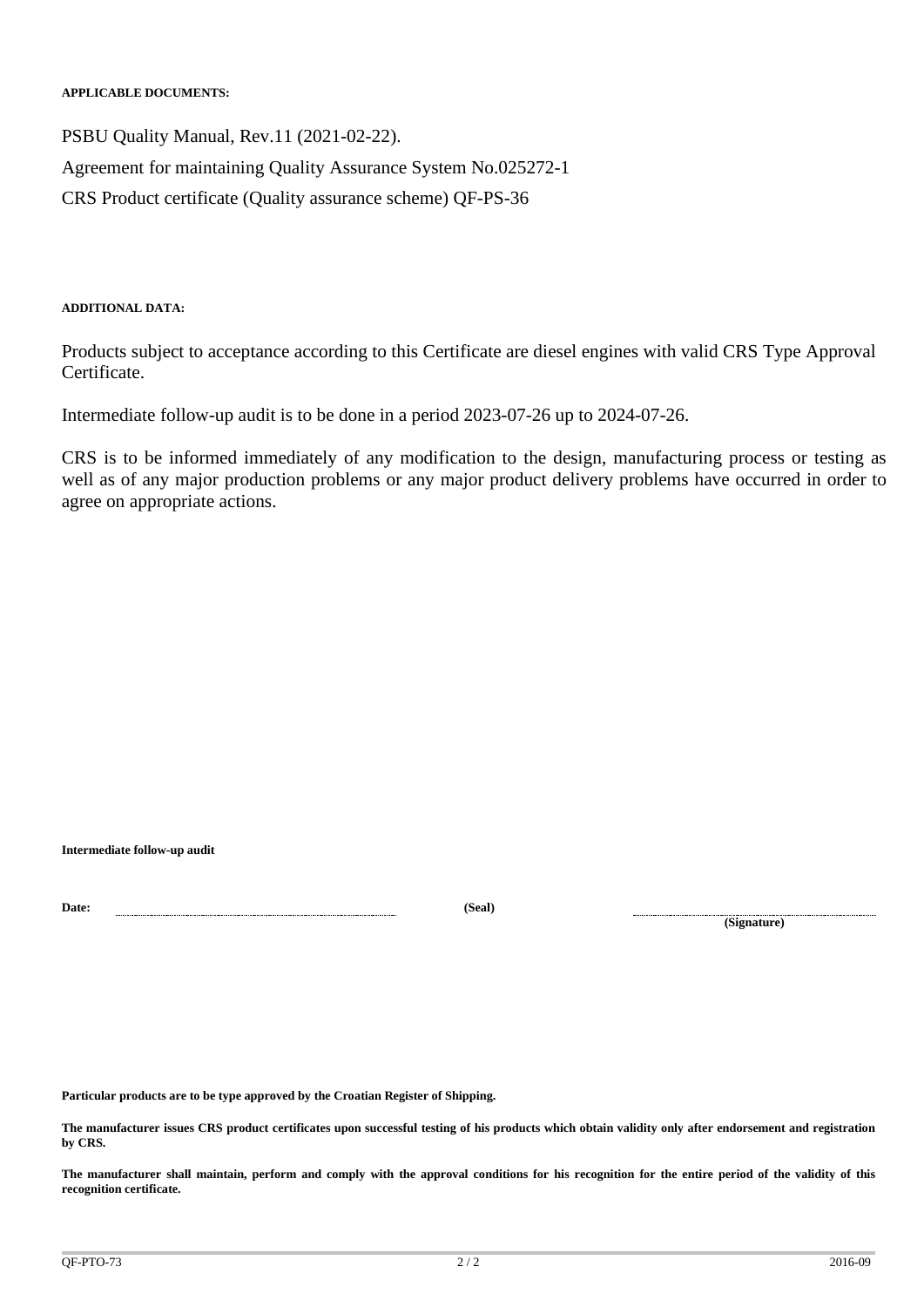**APPLICABLE DOCUMENTS:**

PSBU Quality Manual, Rev.11 (2021-02-22).

Agreement for maintaining Quality Assurance System No.025272-1

CRS Product certificate (Quality assurance scheme) QF-PS-36

**ADDITIONAL DATA:**

Products subject to acceptance according to this Certificate are diesel engines with valid CRS Type Approval Certificate.

Intermediate follow-up audit is to be done in a period 2023-07-26 up to 2024-07-26.

CRS is to be informed immediately of any modification to the design, manufacturing process or testing as well as of any major production problems or any major product delivery problems have occurred in order to agree on appropriate actions.

**Intermediate follow-up audit**

**Date:** .................................... **(Seal)** ....................................

**(Signature)**

**Particular products are to be type approved by the Croatian Register of Shipping.**

**The manufacturer issues CRS product certificates upon successful testing of his products which obtain validity only after endorsement and registration by CRS.**

**The manufacturer shall maintain, perform and comply with the approval conditions for his recognition for the entire period of the validity of this recognition certificate.**

QF-PTO-73 2016-09